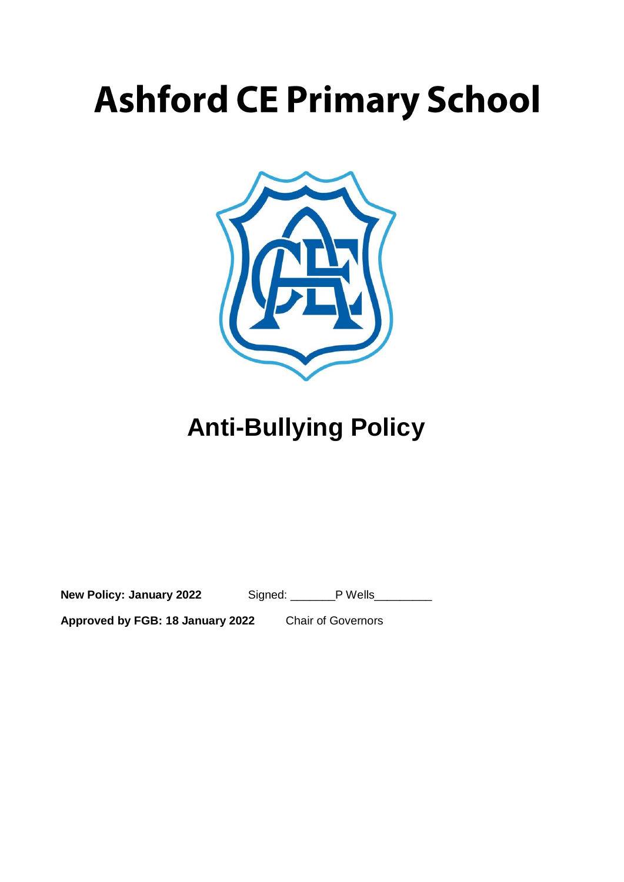# Ashford CE Primary School

## Anti-Bullying Policy

**New Policy: January 2022** Signed: _______P Wells_________

**Approved by FGB: 18 January 2022** Chair of Governors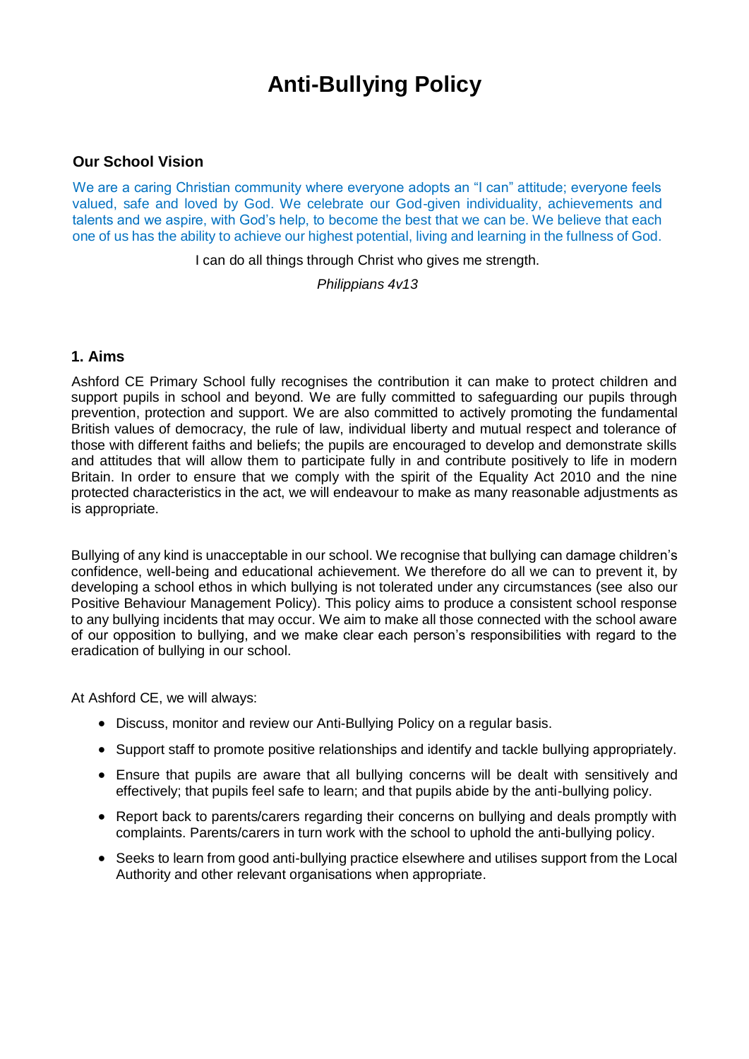# Anti-Bullying Policy

### Our School Vision

We are a caring Christian community where everyone adopts an "I can" attitude; everyone feels valued, safe and loved by God. We celebrate our God-given individuality, achievements and talents and we aspire, with God's help, to become the best that we can be. We believe that each one of us has the ability to achieve our highest potential, living and learning in the fullness of God.

I can do all things through Christ who gives me strength.

*Philippians 4v13*

### 1. Aims

Ashford CE Primary School fully recognises the contribution it can make to protect children and support pupils in school and beyond. We are fully committed to safeguarding our pupils through prevention, protection and support. We are also committed to actively promoting the fundamental British values of democracy, the rule of law, individual liberty and mutual respect and tolerance of those with different faiths and beliefs; the pupils are encouraged to develop and demonstrate skills and attitudes that will allow them to participate fully in and contribute positively to life in modern Britain. In order to ensure that we comply with the spirit of the Equality Act 2010 and the nine protected characteristics in the act, we will endeavour to make as many reasonable adjustments as is appropriate.

Bullying of any kind is unacceptable in our school. We recognise that bullying can damage children's confidence, well-being and educational achievement. We therefore do all we can to prevent it, by developing a school ethos in which bullying is not tolerated under any circumstances (see also our Positive Behaviour Management Policy). This policy aims to produce a consistent school response to any bullying incidents that may occur. We aim to make all those connected with the school aware of our opposition to bullying, and we make clear each person's responsibilities with regard to the eradication of bullying in our school.

At Ashford CE, we will always:

- Discuss, monitor and review our Anti-Bullying Policy on a regular basis.
- Support staff to promote positive relationships and identify and tackle bullying appropriately.
- Ensure that pupils are aware that all bullying concerns will be dealt with sensitively and effectively; that pupils feel safe to learn; and that pupils abide by the anti-bullying policy.
- Report back to parents/carers regarding their concerns on bullying and deals promptly with complaints. Parents/carers in turn work with the school to uphold the anti-bullying policy.
- Seeks to learn from good anti-bullying practice elsewhere and utilises support from the Local Authority and other relevant organisations when appropriate.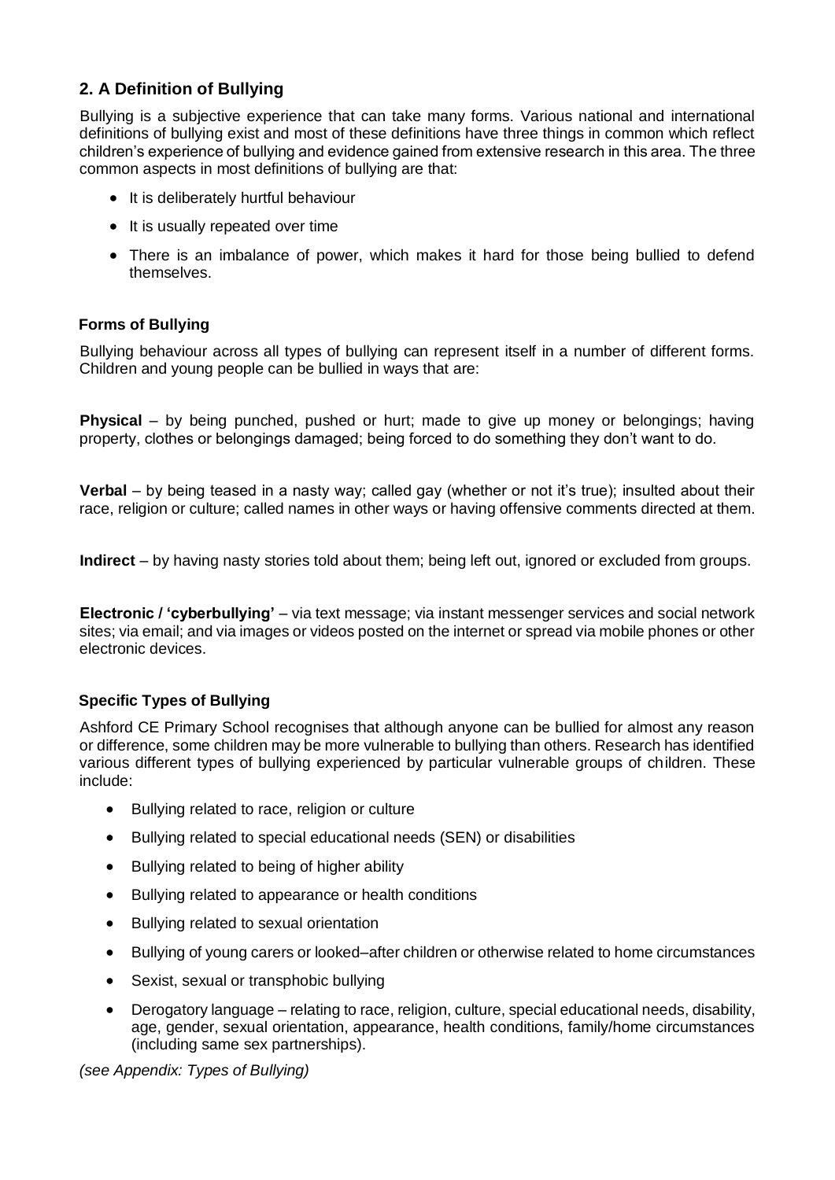## 2. A Definition of Bullying

Bullying is a subjective experience that can take many forms. Various national and international definitions of bullying exist and most of these definitions have three things in common which reflect children's experience of bullying and evidence gained from extensive research in this area. The three common aspects in most definitions of bullying are that:

- It is deliberately hurtful behaviour
- It is usually repeated over time
- There is an imbalance of power, which makes it hard for those being bullied to defend themselves.

### Forms of Bullying

Bullying behaviour across all types of bullying can represent itself in a number of different forms. Children and young people can be bullied in ways that are:

**Physical** – by being punched, pushed or hurt; made to give up money or belongings; having property, clothes or belongings damaged; being forced to do something they don't want to do.

**Verbal** – by being teased in a nasty way; called gay (whether or not it's true); insulted about their race, religion or culture; called names in other ways or having offensive comments directed at them.

**Indirect** – by having nasty stories told about them; being left out, ignored or excluded from groups.

**Electronic / 'cyberbullying'** – via text message; via instant messenger services and social network sites; via email; and via images or videos posted on the internet or spread via mobile phones or other electronic devices.

### Specific Types of Bullying

Ashford CE Primary School recognises that although anyone can be bullied for almost any reason or difference, some children may be more vulnerable to bullying than others. Research has identified various different types of bullying experienced by particular vulnerable groups of children. These include:

- Bullying related to race, religion or culture
- Bullying related to special educational needs (SEN) or disabilities
- Bullying related to being of higher ability
- Bullying related to appearance or health conditions
- Bullying related to sexual orientation
- Bullying of young carers or looked–after children or otherwise related to home circumstances
- Sexist, sexual or transphobic bullying
- Derogatory language – relating to race, religion, culture, special educational needs, disability, age, gender, sexual orientation, appearance, health conditions, family/home circumstances (including same sex partnerships).

*(see Appendix: Types of Bullying)*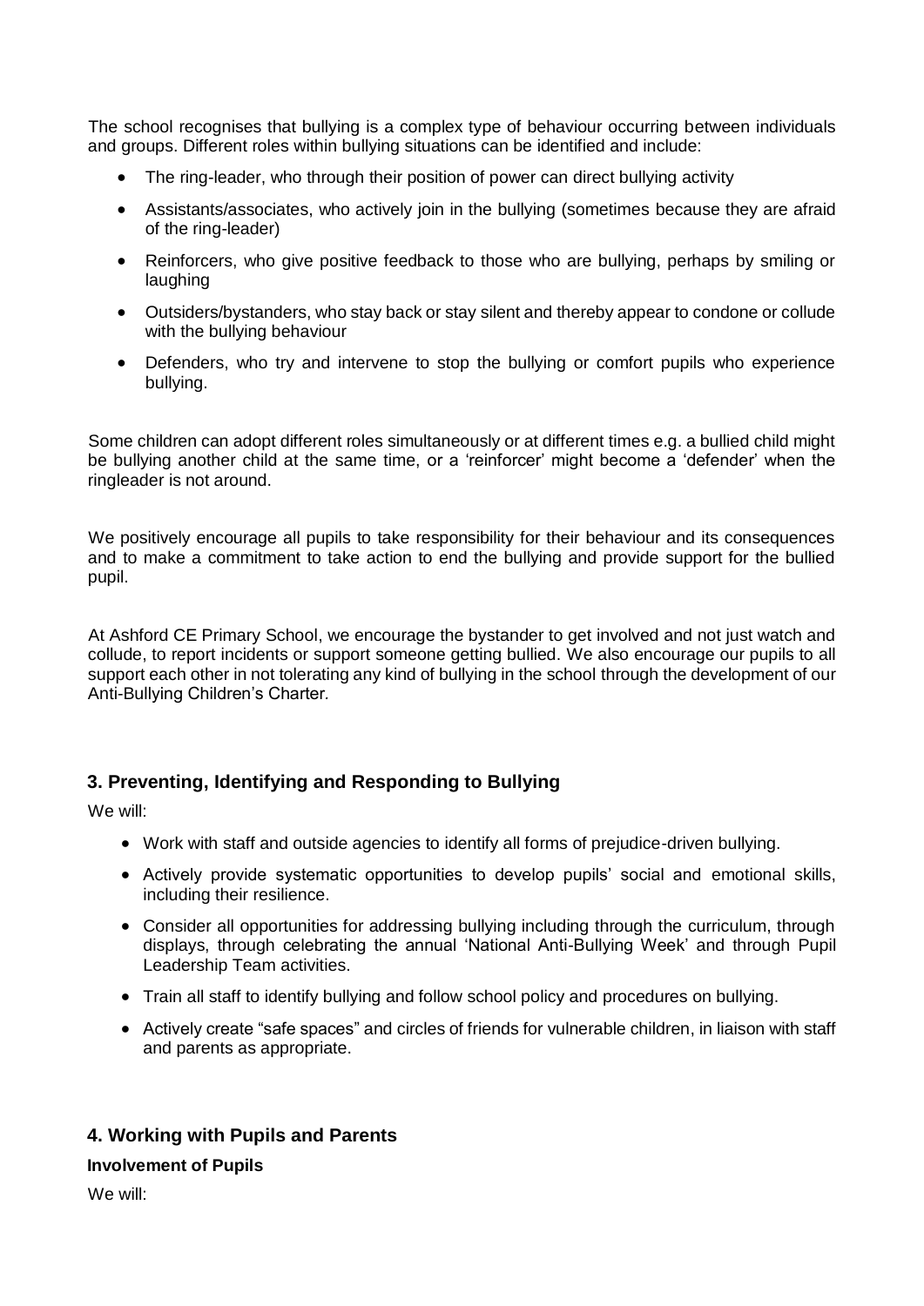The school recognises that bullying is a complex type of behaviour occurring between individuals and groups. Different roles within bullying situations can be identified and include:

- The ring-leader, who through their position of power can direct bullying activity
- Assistants/associates, who actively join in the bullying (sometimes because they are afraid of the ring-leader)
- Reinforcers, who give positive feedback to those who are bullying, perhaps by smiling or laughing
- Outsiders/bystanders, who stay back or stay silent and thereby appear to condone or collude with the bullying behaviour
- Defenders, who try and intervene to stop the bullying or comfort pupils who experience bullying.

Some children can adopt different roles simultaneously or at different times e.g. a bullied child might be bullying another child at the same time, or a 'reinforcer' might become a 'defender' when the ringleader is not around.

We positively encourage all pupils to take responsibility for their behaviour and its consequences and to make a commitment to take action to end the bullying and provide support for the bullied pupil.

At Ashford CE Primary School, we encourage the bystander to get involved and not just watch and collude, to report incidents or support someone getting bullied. We also encourage our pupils to all support each other in not tolerating any kind of bullying in the school through the development of our Anti-Bullying Children's Charter.

## 3. Preventing, Identifying and Responding to Bullying

We will:

- Work with staff and outside agencies to identify all forms of prejudice-driven bullying.
- Actively provide systematic opportunities to develop pupils' social and emotional skills, including their resilience.
- Consider all opportunities for addressing bullying including through the curriculum, through displays, through celebrating the annual 'National Anti-Bullying Week' and through Pupil Leadership Team activities.
- Train all staff to identify bullying and follow school policy and procedures on bullying.
- Actively create "safe spaces" and circles of friends for vulnerable children, in liaison with staff and parents as appropriate.

## 4. Working with Pupils and Parents

**Involvement of Pupils**

We will: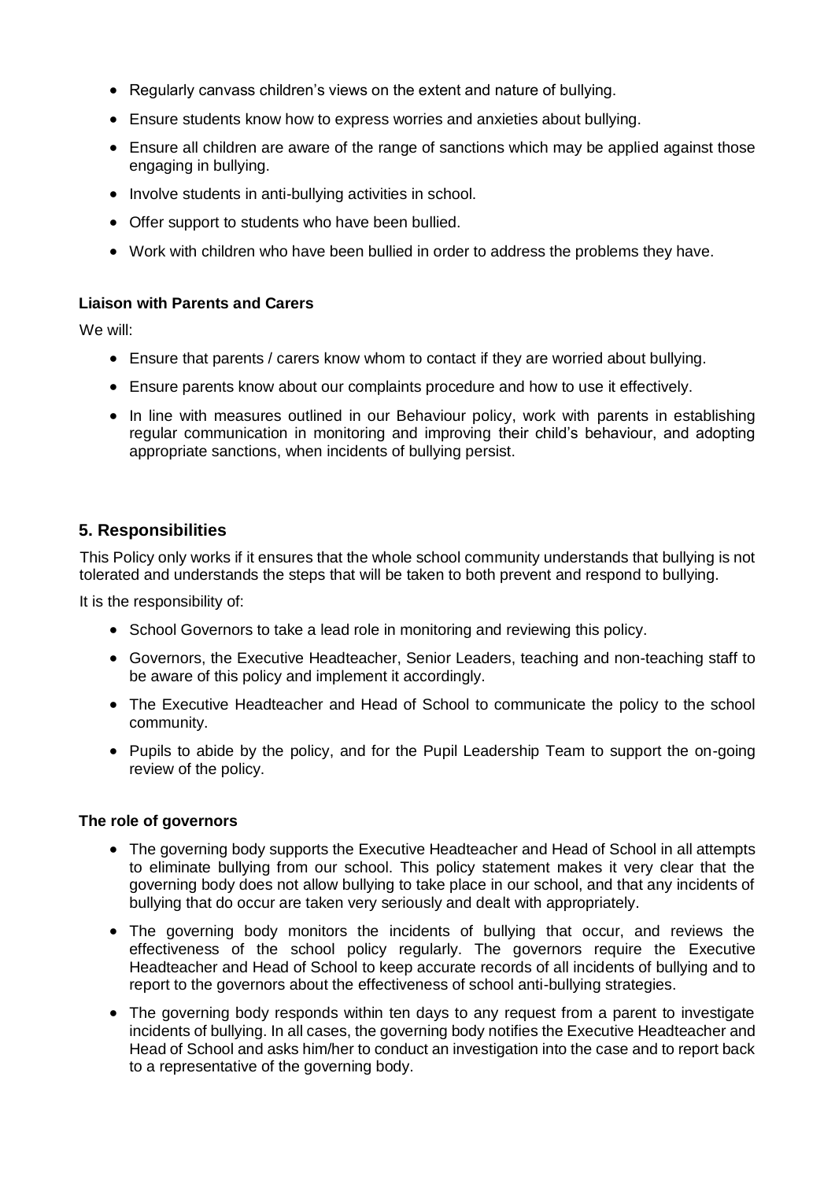- Regularly canvass children's views on the extent and nature of bullying.
- Ensure students know how to express worries and anxieties about bullying.
- Ensure all children are aware of the range of sanctions which may be applied against those engaging in bullying.
- Involve students in anti-bullying activities in school.
- Offer support to students who have been bullied.
- Work with children who have been bullied in order to address the problems they have.

**Liaison with Parents and Carers**

We will:

- Ensure that parents / carers know whom to contact if they are worried about bullying.
- Ensure parents know about our complaints procedure and how to use it effectively.
- In line with measures outlined in our Behaviour policy, work with parents in establishing regular communication in monitoring and improving their child's behaviour, and adopting appropriate sanctions, when incidents of bullying persist.

## 5. Responsibilities

This Policy only works if it ensures that the whole school community understands that bullying is not tolerated and understands the steps that will be taken to both prevent and respond to bullying.

It is the responsibility of:

- School Governors to take a lead role in monitoring and reviewing this policy.
- Governors, the Executive Headteacher, Senior Leaders, teaching and non-teaching staff to be aware of this policy and implement it accordingly.
- The Executive Headteacher and Head of School to communicate the policy to the school community.
- Pupils to abide by the policy, and for the Pupil Leadership Team to support the on-going review of the policy.

**The role of governors**

- The governing body supports the Executive Headteacher and Head of School in all attempts to eliminate bullying from our school. This policy statement makes it very clear that the governing body does not allow bullying to take place in our school, and that any incidents of bullying that do occur are taken very seriously and dealt with appropriately.
- The governing body monitors the incidents of bullying that occur, and reviews the effectiveness of the school policy regularly. The governors require the Executive Headteacher and Head of School to keep accurate records of all incidents of bullying and to report to the governors about the effectiveness of school anti-bullying strategies.
- The governing body responds within ten days to any request from a parent to investigate incidents of bullying. In all cases, the governing body notifies the Executive Headteacher and Head of School and asks him/her to conduct an investigation into the case and to report back to a representative of the governing body.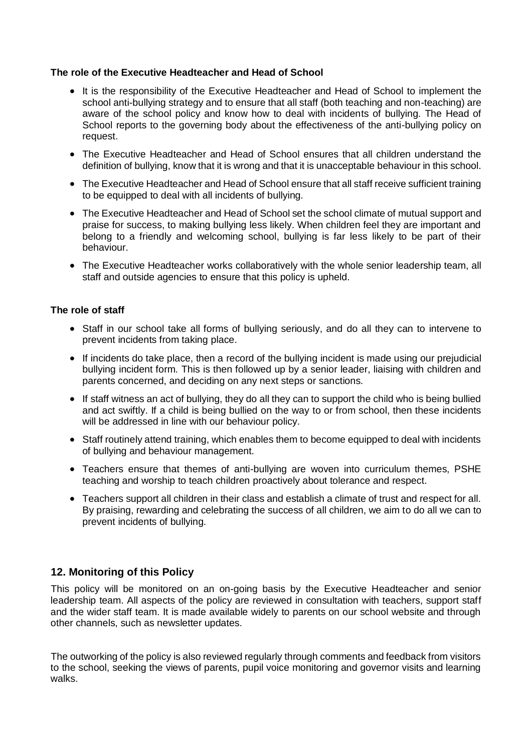**The role of the Executive Headteacher and Head of School**

- It is the responsibility of the Executive Headteacher and Head of School to implement the school anti-bullying strategy and to ensure that all staff (both teaching and non-teaching) are aware of the school policy and know how to deal with incidents of bullying. The Head of School reports to the governing body about the effectiveness of the anti-bullying policy on request.
- The Executive Headteacher and Head of School ensures that all children understand the definition of bullying, know that it is wrong and that it is unacceptable behaviour in this school.
- The Executive Headteacher and Head of School ensure that all staff receive sufficient training to be equipped to deal with all incidents of bullying.
- The Executive Headteacher and Head of School set the school climate of mutual support and praise for success, to making bullying less likely. When children feel they are important and belong to a friendly and welcoming school, bullying is far less likely to be part of their behaviour.
- The Executive Headteacher works collaboratively with the whole senior leadership team, all staff and outside agencies to ensure that this policy is upheld.

**The role of staff**

- Staff in our school take all forms of bullying seriously, and do all they can to intervene to prevent incidents from taking place.
- If incidents do take place, then a record of the bullying incident is made using our prejudicial bullying incident form. This is then followed up by a senior leader, liaising with children and parents concerned, and deciding on any next steps or sanctions.
- If staff witness an act of bullying, they do all they can to support the child who is being bullied and act swiftly. If a child is being bullied on the way to or from school, then these incidents will be addressed in line with our behaviour policy.
- Staff routinely attend training, which enables them to become equipped to deal with incidents of bullying and behaviour management.
- Teachers ensure that themes of anti-bullying are woven into curriculum themes, PSHE teaching and worship to teach children proactively about tolerance and respect.
- Teachers support all children in their class and establish a climate of trust and respect for all. By praising, rewarding and celebrating the success of all children, we aim to do all we can to prevent incidents of bullying.

## 12. Monitoring of this Policy

This policy will be monitored on an on-going basis by the Executive Headteacher and senior leadership team. All aspects of the policy are reviewed in consultation with teachers, support staff and the wider staff team. It is made available widely to parents on our school website and through other channels, such as newsletter updates.

The outworking of the policy is also reviewed regularly through comments and feedback from visitors to the school, seeking the views of parents, pupil voice monitoring and governor visits and learning walks.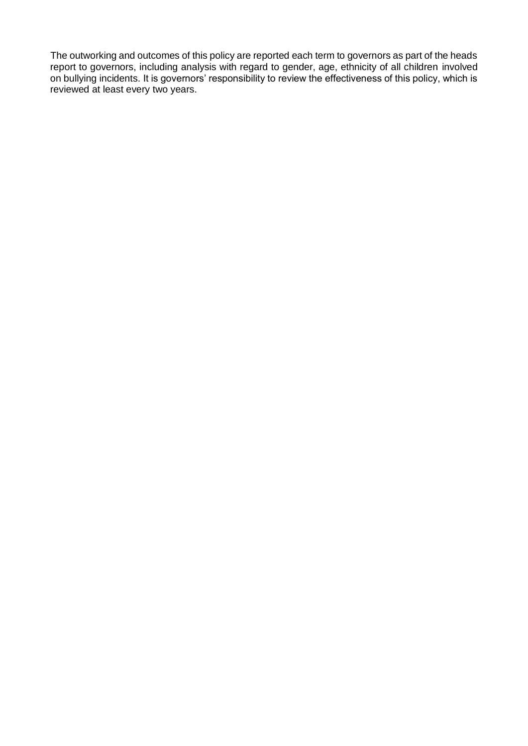The outworking and outcomes of this policy are reported each term to governors as part of the heads report to governors, including analysis with regard to gender, age, ethnicity of all children involved on bullying incidents. It is governors' responsibility to review the effectiveness of this policy, which is reviewed at least every two years.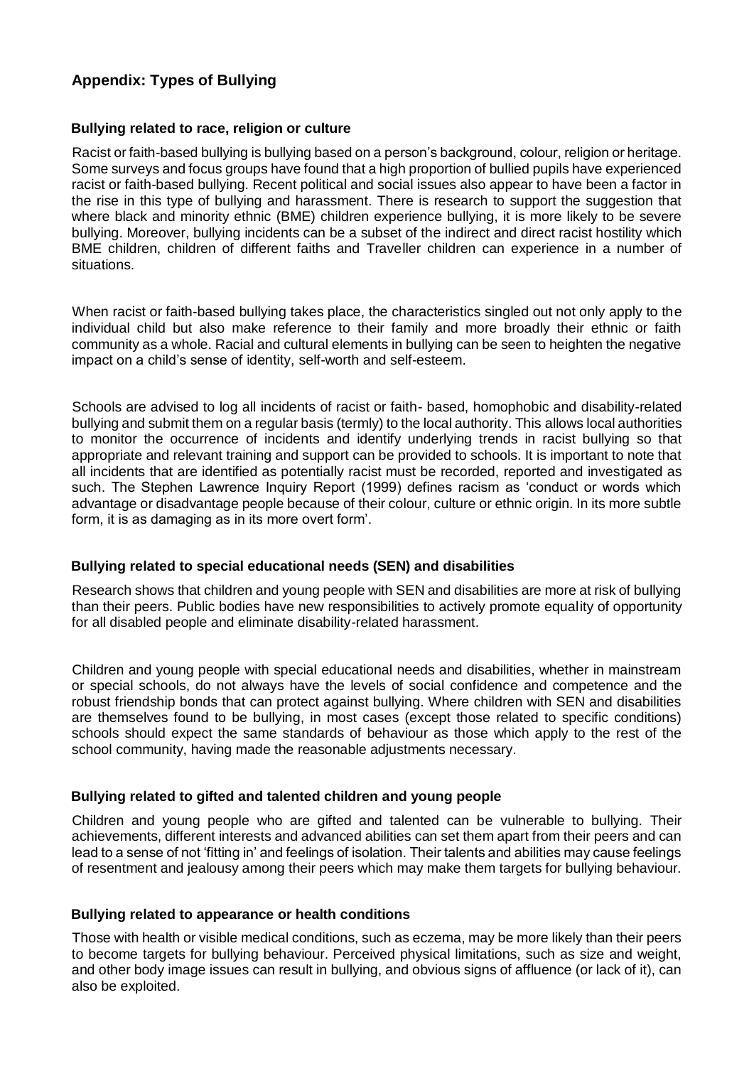## Appendix: Types of Bullying

### Bullying related to race, religion or culture

Racist or faith-based bullying is bullying based on a person's background, colour, religion or heritage. Some surveys and focus groups have found that a high proportion of bullied pupils have experienced racist or faith-based bullying. Recent political and social issues also appear to have been a factor in the rise in this type of bullying and harassment. There is research to support the suggestion that where black and minority ethnic (BME) children experience bullying, it is more likely to be severe bullying. Moreover, bullying incidents can be a subset of the indirect and direct racist hostility which BME children, children of different faiths and Traveller children can experience in a number of situations.

When racist or faith-based bullying takes place, the characteristics singled out not only apply to the individual child but also make reference to their family and more broadly their ethnic or faith community as a whole. Racial and cultural elements in bullying can be seen to heighten the negative impact on a child's sense of identity, self-worth and self-esteem.

Schools are advised to log all incidents of racist or faith- based, homophobic and disability-related bullying and submit them on a regular basis (termly) to the local authority. This allows local authorities to monitor the occurrence of incidents and identify underlying trends in racist bullying so that appropriate and relevant training and support can be provided to schools. It is important to note that all incidents that are identified as potentially racist must be recorded, reported and investigated as such. The Stephen Lawrence Inquiry Report (1999) defines racism as 'conduct or words which advantage or disadvantage people because of their colour, culture or ethnic origin. In its more subtle form, it is as damaging as in its more overt form'.

### Bullying related to special educational needs (SEN) and disabilities

Research shows that children and young people with SEN and disabilities are more at risk of bullying than their peers. Public bodies have new responsibilities to actively promote equality of opportunity for all disabled people and eliminate disability-related harassment.

Children and young people with special educational needs and disabilities, whether in mainstream or special schools, do not always have the levels of social confidence and competence and the robust friendship bonds that can protect against bullying. Where children with SEN and disabilities are themselves found to be bullying, in most cases (except those related to specific conditions) schools should expect the same standards of behaviour as those which apply to the rest of the school community, having made the reasonable adjustments necessary.

### Bullying related to gifted and talented children and young people

Children and young people who are gifted and talented can be vulnerable to bullying. Their achievements, different interests and advanced abilities can set them apart from their peers and can lead to a sense of not 'fitting in' and feelings of isolation. Their talents and abilities may cause feelings of resentment and jealousy among their peers which may make them targets for bullying behaviour.

### Bullying related to appearance or health conditions

Those with health or visible medical conditions, such as eczema, may be more likely than their peers to become targets for bullying behaviour. Perceived physical limitations, such as size and weight, and other body image issues can result in bullying, and obvious signs of affluence (or lack of it), can also be exploited.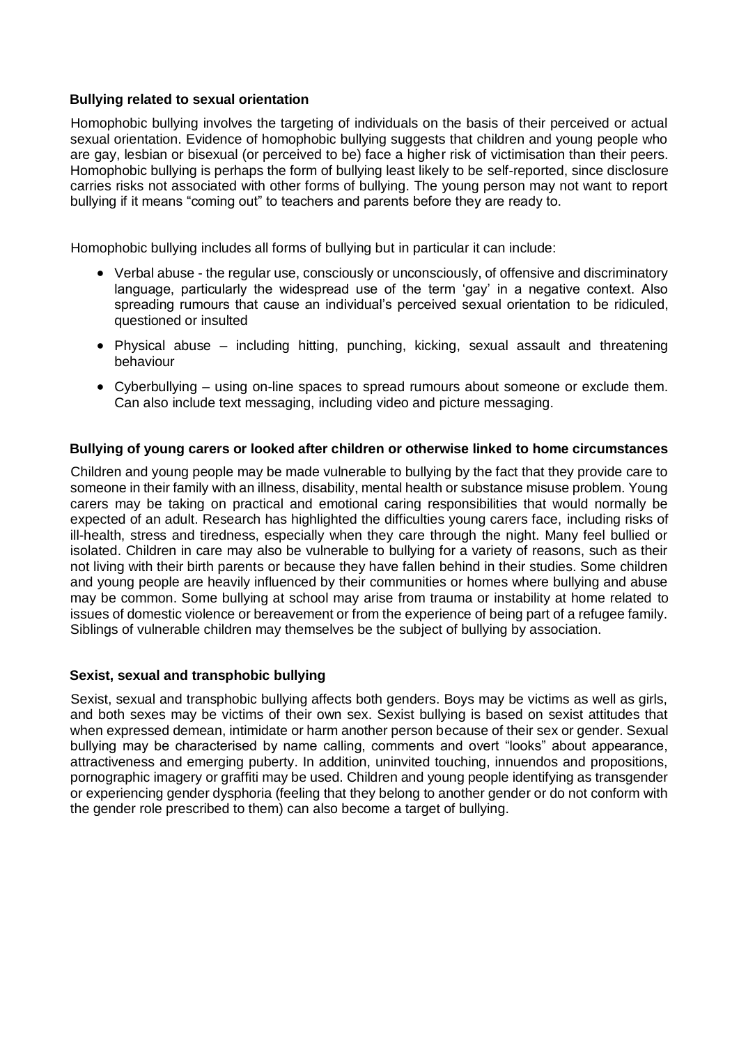### Bullying related to sexual orientation

Homophobic bullying involves the targeting of individuals on the basis of their perceived or actual sexual orientation. Evidence of homophobic bullying suggests that children and young people who are gay, lesbian or bisexual (or perceived to be) face a higher risk of victimisation than their peers. Homophobic bullying is perhaps the form of bullying least likely to be self-reported, since disclosure carries risks not associated with other forms of bullying. The young person may not want to report bullying if it means "coming out" to teachers and parents before they are ready to.

Homophobic bullying includes all forms of bullying but in particular it can include:

- Verbal abuse - the regular use, consciously or unconsciously, of offensive and discriminatory language, particularly the widespread use of the term 'gay' in a negative context. Also spreading rumours that cause an individual's perceived sexual orientation to be ridiculed, questioned or insulted
- Physical abuse – including hitting, punching, kicking, sexual assault and threatening behaviour
- Cyberbullying – using on-line spaces to spread rumours about someone or exclude them. Can also include text messaging, including video and picture messaging.

### Bullying of young carers or looked after children or otherwise linked to home circumstances

Children and young people may be made vulnerable to bullying by the fact that they provide care to someone in their family with an illness, disability, mental health or substance misuse problem. Young carers may be taking on practical and emotional caring responsibilities that would normally be expected of an adult. Research has highlighted the difficulties young carers face, including risks of ill-health, stress and tiredness, especially when they care through the night. Many feel bullied or isolated. Children in care may also be vulnerable to bullying for a variety of reasons, such as their not living with their birth parents or because they have fallen behind in their studies. Some children and young people are heavily influenced by their communities or homes where bullying and abuse may be common. Some bullying at school may arise from trauma or instability at home related to issues of domestic violence or bereavement or from the experience of being part of a refugee family. Siblings of vulnerable children may themselves be the subject of bullying by association.

### Sexist, sexual and transphobic bullying

Sexist, sexual and transphobic bullying affects both genders. Boys may be victims as well as girls, and both sexes may be victims of their own sex. Sexist bullying is based on sexist attitudes that when expressed demean, intimidate or harm another person because of their sex or gender. Sexual bullying may be characterised by name calling, comments and overt "looks" about appearance, attractiveness and emerging puberty. In addition, uninvited touching, innuendos and propositions, pornographic imagery or graffiti may be used. Children and young people identifying as transgender or experiencing gender dysphoria (feeling that they belong to another gender or do not conform with the gender role prescribed to them) can also become a target of bullying.